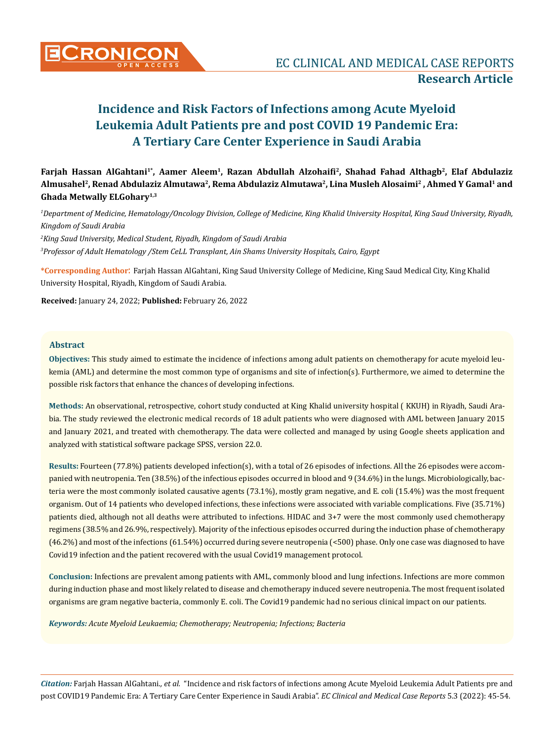Research Article

# Incidence and Risk Factors of Infections among Acute Myeloid Leukemia Adult Patients pre and post COVID 19 Pandemic Era: A Tertiary Care Center Experience in Saudi Arabia

**Farjah Hassan AlGahtani[1*], Aamer Aleem[1], Razan Abdullah Alzohaifi[2], Shahad Fahad Althagb[2], Elaf Abdulaziz Almusahel[2], Renad Abdulaziz Almutawa[2], Rema Abdulaziz Almutawa[2], Lina Musleh Alosaimi[2], Ahmed Y Gamal[1] and Ghada Metwally ELGohary[1,3]**

*[1]Department of Medicine, Hematology/Oncology Division, College of Medicine, King Khalid University Hospital, King Saud University, Riyadh, Kingdom of Saudi Arabia*

*[2]King Saud University, Medical Student, Riyadh, Kingdom of Saudi Arabia*

*[3]Professor of Adult Hematology /Stem CeLL Transplant, Ain Shams University Hospitals, Cairo, Egypt*

**\*Corresponding Author:** Farjah Hassan AlGahtani, King Saud University College of Medicine, King Saud Medical City, King Khalid University Hospital, Riyadh, Kingdom of Saudi Arabia.

**Received:** January 24, 2022; **Published:** February 26, 2022

## Abstract

**Objectives:** This study aimed to estimate the incidence of infections among adult patients on chemotherapy for acute myeloid leukemia (AML) and determine the most common type of organisms and site of infection(s). Furthermore, we aimed to determine the possible risk factors that enhance the chances of developing infections.

**Methods:** An observational, retrospective, cohort study conducted at King Khalid university hospital ( KKUH) in Riyadh, Saudi Arabia. The study reviewed the electronic medical records of 18 adult patients who were diagnosed with AML between January 2015 and January 2021, and treated with chemotherapy. The data were collected and managed by using Google sheets application and analyzed with statistical software package SPSS, version 22.0.

**Results:** Fourteen (77.8%) patients developed infection(s), with a total of 26 episodes of infections. All the 26 episodes were accompanied with neutropenia. Ten (38.5%) of the infectious episodes occurred in blood and 9 (34.6%) in the lungs. Microbiologically, bacteria were the most commonly isolated causative agents (73.1%), mostly gram negative, and E. coli (15.4%) was the most frequent organism. Out of 14 patients who developed infections, these infections were associated with variable complications. Five (35.71%) patients died, although not all deaths were attributed to infections. HIDAC and 3+7 were the most commonly used chemotherapy regimens (38.5% and 26.9%, respectively). Majority of the infectious episodes occurred during the induction phase of chemotherapy (46.2%) and most of the infections (61.54%) occurred during severe neutropenia (<500) phase. Only one case was diagnosed to have Covid19 infection and the patient recovered with the usual Covid19 management protocol.

**Conclusion:** Infections are prevalent among patients with AML, commonly blood and lung infections. Infections are more common during induction phase and most likely related to disease and chemotherapy induced severe neutropenia. The most frequent isolated organisms are gram negative bacteria, commonly E. coli. The Covid19 pandemic had no serious clinical impact on our patients.

***Keywords:** Acute Myeloid Leukaemia; Chemotherapy; Neutropenia; Infections; Bacteria*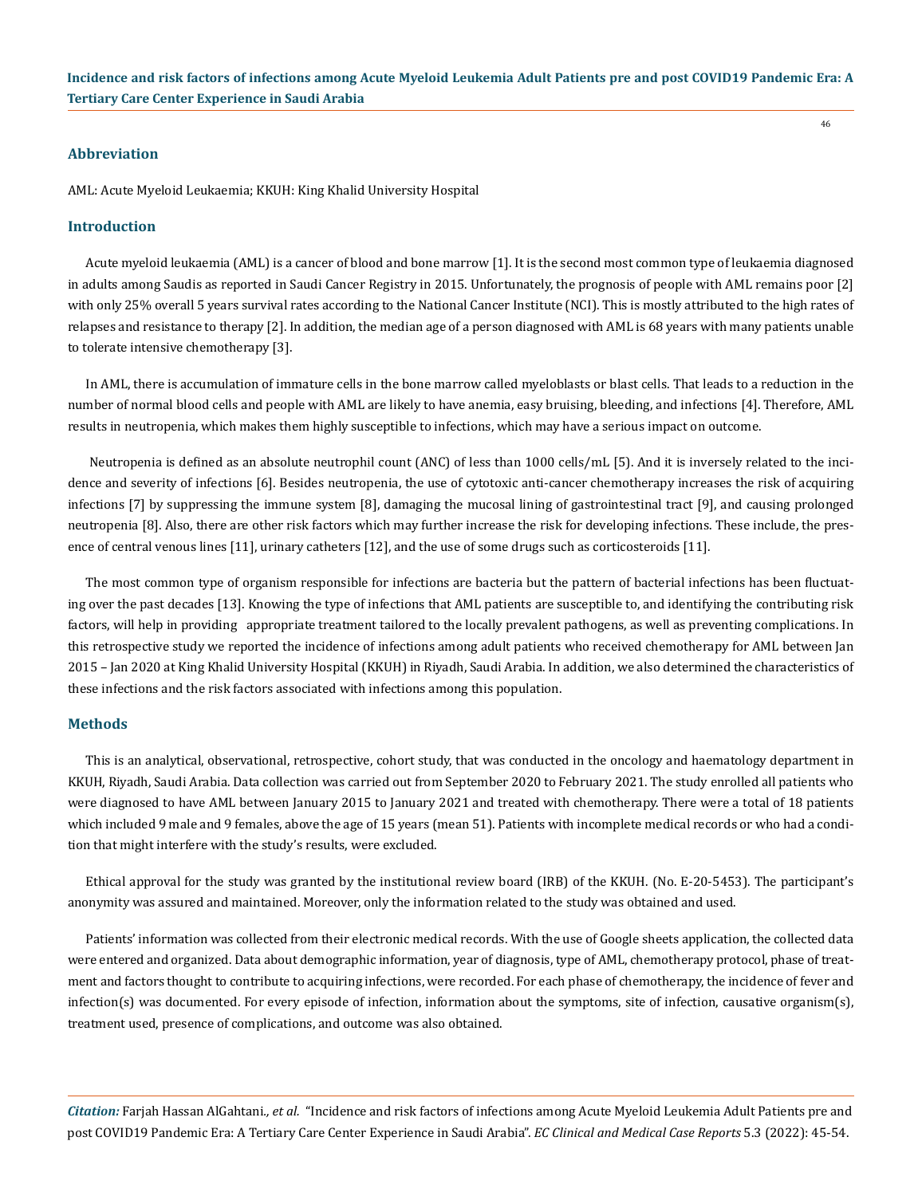## Abbreviation

AML: Acute Myeloid Leukaemia; KKUH: King Khalid University Hospital

## Introduction

Acute myeloid leukaemia (AML) is a cancer of blood and bone marrow [1]. It is the second most common type of leukaemia diagnosed in adults among Saudis as reported in Saudi Cancer Registry in 2015. Unfortunately, the prognosis of people with AML remains poor [2] with only 25% overall 5 years survival rates according to the National Cancer Institute (NCI). This is mostly attributed to the high rates of relapses and resistance to therapy [2]. In addition, the median age of a person diagnosed with AML is 68 years with many patients unable to tolerate intensive chemotherapy [3].

In AML, there is accumulation of immature cells in the bone marrow called myeloblasts or blast cells. That leads to a reduction in the number of normal blood cells and people with AML are likely to have anemia, easy bruising, bleeding, and infections [4]. Therefore, AML results in neutropenia, which makes them highly susceptible to infections, which may have a serious impact on outcome.

Neutropenia is defined as an absolute neutrophil count (ANC) of less than 1000 cells/mL [5]. And it is inversely related to the incidence and severity of infections [6]. Besides neutropenia, the use of cytotoxic anti-cancer chemotherapy increases the risk of acquiring infections [7] by suppressing the immune system [8], damaging the mucosal lining of gastrointestinal tract [9], and causing prolonged neutropenia [8]. Also, there are other risk factors which may further increase the risk for developing infections. These include, the presence of central venous lines [11], urinary catheters [12], and the use of some drugs such as corticosteroids [11].

The most common type of organism responsible for infections are bacteria but the pattern of bacterial infections has been fluctuating over the past decades [13]. Knowing the type of infections that AML patients are susceptible to, and identifying the contributing risk factors, will help in providing appropriate treatment tailored to the locally prevalent pathogens, as well as preventing complications. In this retrospective study we reported the incidence of infections among adult patients who received chemotherapy for AML between Jan 2015 – Jan 2020 at King Khalid University Hospital (KKUH) in Riyadh, Saudi Arabia. In addition, we also determined the characteristics of these infections and the risk factors associated with infections among this population.

## Methods

This is an analytical, observational, retrospective, cohort study, that was conducted in the oncology and haematology department in KKUH, Riyadh, Saudi Arabia. Data collection was carried out from September 2020 to February 2021. The study enrolled all patients who were diagnosed to have AML between January 2015 to January 2021 and treated with chemotherapy. There were a total of 18 patients which included 9 male and 9 females, above the age of 15 years (mean 51). Patients with incomplete medical records or who had a condition that might interfere with the study's results, were excluded.

Ethical approval for the study was granted by the institutional review board (IRB) of the KKUH. (No. E-20-5453). The participant's anonymity was assured and maintained. Moreover, only the information related to the study was obtained and used.

Patients' information was collected from their electronic medical records. With the use of Google sheets application, the collected data were entered and organized. Data about demographic information, year of diagnosis, type of AML, chemotherapy protocol, phase of treatment and factors thought to contribute to acquiring infections, were recorded. For each phase of chemotherapy, the incidence of fever and infection(s) was documented. For every episode of infection, information about the symptoms, site of infection, causative organism(s), treatment used, presence of complications, and outcome was also obtained.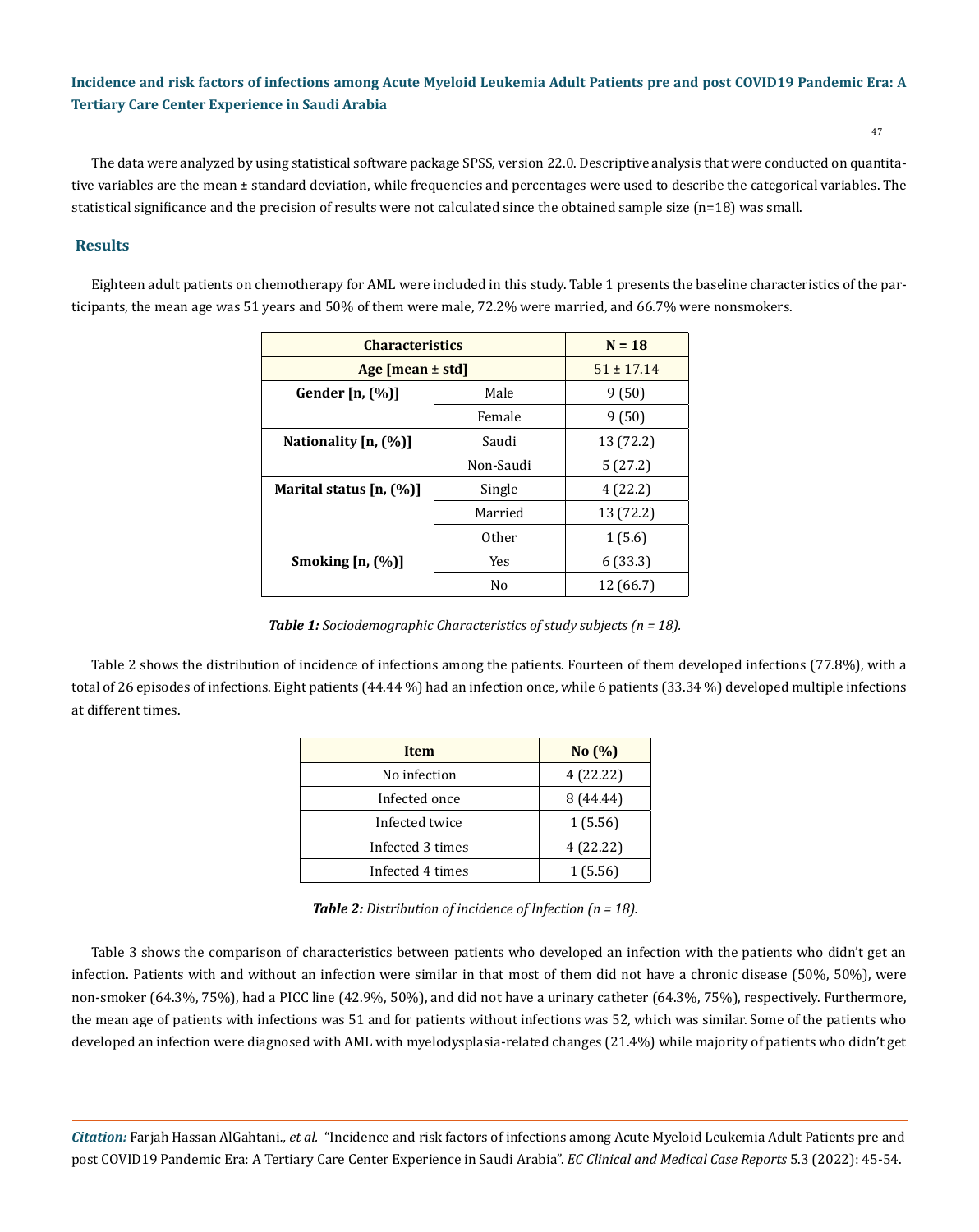The data were analyzed by using statistical software package SPSS, version 22.0. Descriptive analysis that were conducted on quantitative variables are the mean ± standard deviation, while frequencies and percentages were used to describe the categorical variables. The statistical significance and the precision of results were not calculated since the obtained sample size (n=18) was small.

## Results

Eighteen adult patients on chemotherapy for AML were included in this study. Table 1 presents the baseline characteristics of the participants, the mean age was 51 years and 50% of them were male, 72.2% were married, and 66.7% were nonsmokers.

| Characteristics | | N = 18 |
|---|---|---|
| Age [mean ± std] | | 51 ± 17.14 |
| Gender [n, (%)] | Male | 9 (50) |
| | Female | 9 (50) |
| Nationality [n, (%)] | Saudi | 13 (72.2) |
| | Non-Saudi | 5 (27.2) |
| Marital status [n, (%)] | Single | 4 (22.2) |
| | Married | 13 (72.2) |
| | Other | 1 (5.6) |
| Smoking [n, (%)] | Yes | 6 (33.3) |
| | No | 12 (66.7) |

***Table 1:*** *Sociodemographic Characteristics of study subjects (n = 18).*

Table 2 shows the distribution of incidence of infections among the patients. Fourteen of them developed infections (77.8%), with a total of 26 episodes of infections. Eight patients (44.44 %) had an infection once, while 6 patients (33.34 %) developed multiple infections at different times.

| Item | No (%) |
|---|---|
| No infection | 4 (22.22) |
| Infected once | 8 (44.44) |
| Infected twice | 1 (5.56) |
| Infected 3 times | 4 (22.22) |
| Infected 4 times | 1 (5.56) |

***Table 2:*** *Distribution of incidence of Infection (n = 18).*

Table 3 shows the comparison of characteristics between patients who developed an infection with the patients who didn't get an infection. Patients with and without an infection were similar in that most of them did not have a chronic disease (50%, 50%), were non-smoker (64.3%, 75%), had a PICC line (42.9%, 50%), and did not have a urinary catheter (64.3%, 75%), respectively. Furthermore, the mean age of patients with infections was 51 and for patients without infections was 52, which was similar. Some of the patients who developed an infection were diagnosed with AML with myelodysplasia-related changes (21.4%) while majority of patients who didn't get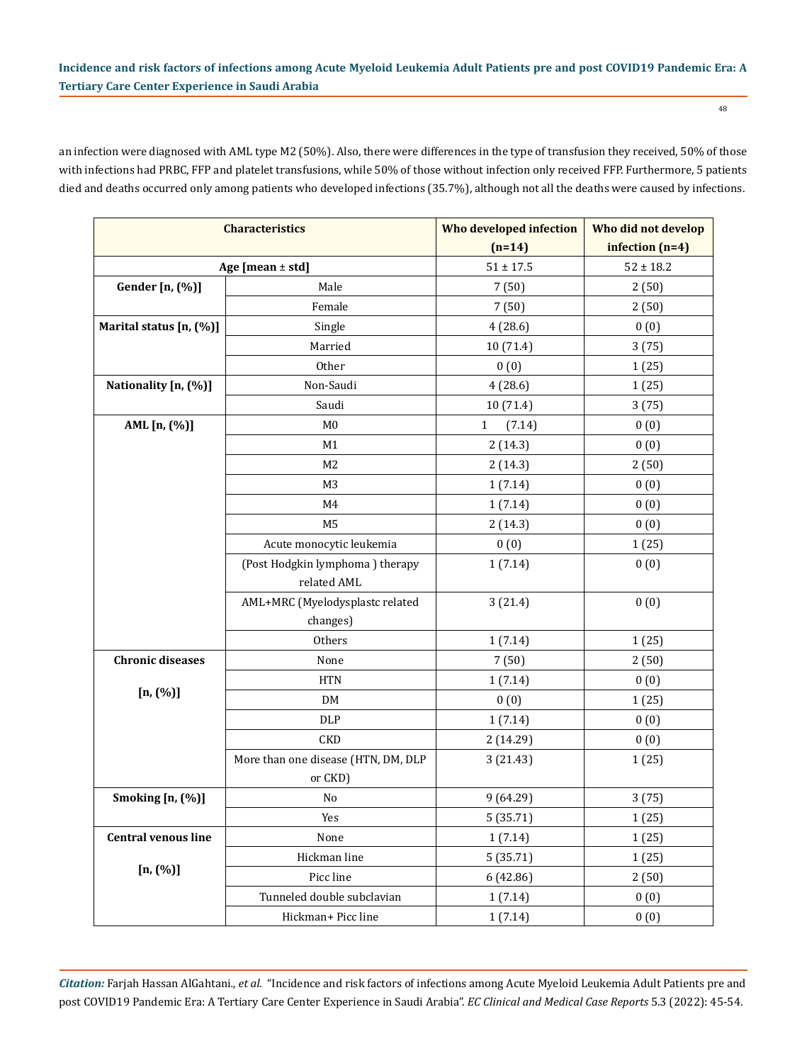an infection were diagnosed with AML type M2 (50%). Also, there were differences in the type of transfusion they received, 50% of those with infections had PRBC, FFP and platelet transfusions, while 50% of those without infection only received FFP. Furthermore, 5 patients died and deaths occurred only among patients who developed infections (35.7%), although not all the deaths were caused by infections.

| Characteristics | | Who developed infection (n=14) | Who did not develop infection (n=4) |
|---|---|---|---|
| Age [mean ± std] | | 51 ± 17.5 | 52 ± 18.2 |
| Gender [n, (%)] | Male | 7 (50) | 2 (50) |
| | Female | 7 (50) | 2 (50) |
| Marital status [n, (%)] | Single | 4 (28.6) | 0 (0) |
| | Married | 10 (71.4) | 3 (75) |
| | Other | 0 (0) | 1 (25) |
| Nationality [n, (%)] | Non-Saudi | 4 (28.6) | 1 (25) |
| | Saudi | 10 (71.4) | 3 (75) |
| AML [n, (%)] | M0 | 1 (7.14) | 0 (0) |
| | M1 | 2 (14.3) | 0 (0) |
| | M2 | 2 (14.3) | 2 (50) |
| | M3 | 1 (7.14) | 0 (0) |
| | M4 | 1 (7.14) | 0 (0) |
| | M5 | 2 (14.3) | 0 (0) |
| | Acute monocytic leukemia | 0 (0) | 1 (25) |
| | (Post Hodgkin lymphoma ) therapy related AML | 1 (7.14) | 0 (0) |
| | AML+MRC (Myelodysplastc related changes) | 3 (21.4) | 0 (0) |
| | Others | 1 (7.14) | 1 (25) |
| Chronic diseases [n, (%)] | None | 7 (50) | 2 (50) |
| | HTN | 1 (7.14) | 0 (0) |
| | DM | 0 (0) | 1 (25) |
| | DLP | 1 (7.14) | 0 (0) |
| | CKD | 2 (14.29) | 0 (0) |
| | More than one disease (HTN, DM, DLP or CKD) | 3 (21.43) | 1 (25) |
| Smoking [n, (%)] | No | 9 (64.29) | 3 (75) |
| | Yes | 5 (35.71) | 1 (25) |
| Central venous line [n, (%)] | None | 1 (7.14) | 1 (25) |
| | Hickman line | 5 (35.71) | 1 (25) |
| | Picc line | 6 (42.86) | 2 (50) |
| | Tunneled double subclavian | 1 (7.14) | 0 (0) |
| | Hickman+ Picc line | 1 (7.14) | 0 (0) |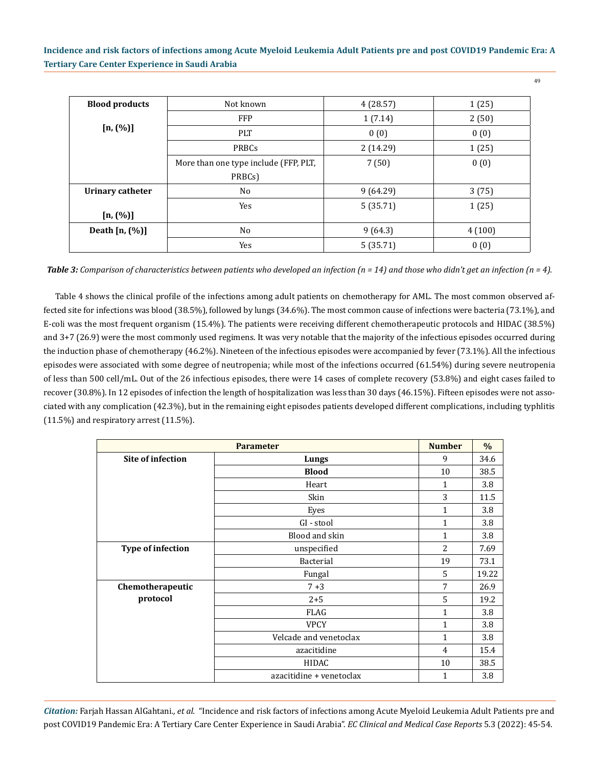| Blood products [n, (%)] | Not known | 4 (28.57) | 1 (25) |
|---|---|---|---|
| | FFP | 1 (7.14) | 2 (50) |
| | PLT | 0 (0) | 0 (0) |
| | PRBCs | 2 (14.29) | 1 (25) |
| | More than one type include (FFP, PLT, PRBCs) | 7 (50) | 0 (0) |
| **Urinary catheter [n, (%)]** | No | 9 (64.29) | 3 (75) |
| | Yes | 5 (35.71) | 1 (25) |
| **Death [n, (%)]** | No | 9 (64.3) | 4 (100) |
| | Yes | 5 (35.71) | 0 (0) |

***Table 3:*** *Comparison of characteristics between patients who developed an infection (n = 14) and those who didn't get an infection (n = 4).*

Table 4 shows the clinical profile of the infections among adult patients on chemotherapy for AML. The most common observed affected site for infections was blood (38.5%), followed by lungs (34.6%). The most common cause of infections were bacteria (73.1%), and E-coli was the most frequent organism (15.4%). The patients were receiving different chemotherapeutic protocols and HIDAC (38.5%) and 3+7 (26.9) were the most commonly used regimens. It was very notable that the majority of the infectious episodes occurred during the induction phase of chemotherapy (46.2%). Nineteen of the infectious episodes were accompanied by fever (73.1%). All the infectious episodes were associated with some degree of neutropenia; while most of the infections occurred (61.54%) during severe neutropenia of less than 500 cell/mL. Out of the 26 infectious episodes, there were 14 cases of complete recovery (53.8%) and eight cases failed to recover (30.8%). In 12 episodes of infection the length of hospitalization was less than 30 days (46.15%). Fifteen episodes were not associated with any complication (42.3%), but in the remaining eight episodes patients developed different complications, including typhlitis (11.5%) and respiratory arrest (11.5%).

| Parameter | | Number | % |
|---|---|---|---|
| **Site of infection** | **Lungs** | 9 | 34.6 |
| | **Blood** | 10 | 38.5 |
| | Heart | 1 | 3.8 |
| | Skin | 3 | 11.5 |
| | Eyes | 1 | 3.8 |
| | GI - stool | 1 | 3.8 |
| | Blood and skin | 1 | 3.8 |
| **Type of infection** | unspecified | 2 | 7.69 |
| | Bacterial | 19 | 73.1 |
| | Fungal | 5 | 19.22 |
| **Chemotherapeutic protocol** | 7 +3 | 7 | 26.9 |
| | 2+5 | 5 | 19.2 |
| | FLAG | 1 | 3.8 |
| | VPCY | 1 | 3.8 |
| | Velcade and venetoclax | 1 | 3.8 |
| | azacitidine | 4 | 15.4 |
| | HIDAC | 10 | 38.5 |
| | azacitidine + venetoclax | 1 | 3.8 |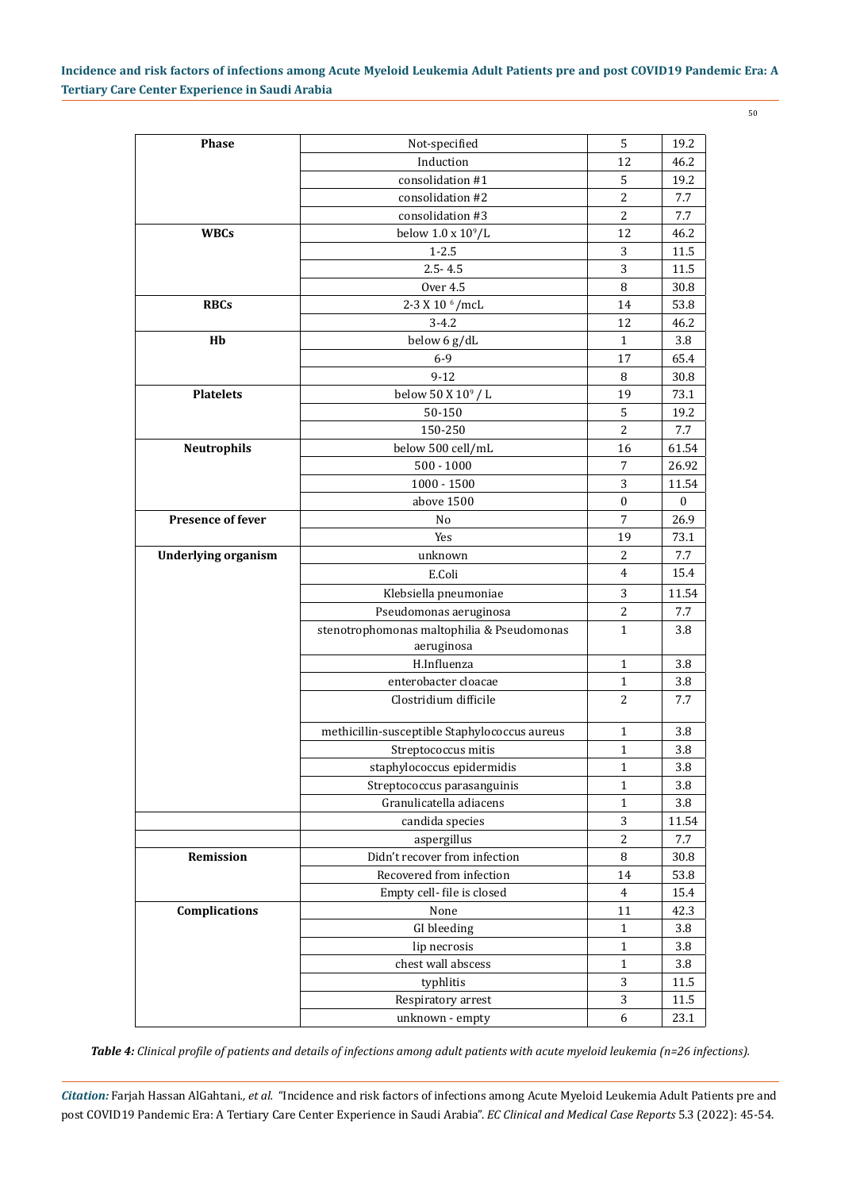| Phase | Not-specified | 5 | 19.2 |
|---|---|---|---|
| | Induction | 12 | 46.2 |
| | consolidation #1 | 5 | 19.2 |
| | consolidation #2 | 2 | 7.7 |
| | consolidation #3 | 2 | 7.7 |
| **WBCs** | below $1.0 \times 10^9$/L | 12 | 46.2 |
| | 1-2.5 | 3 | 11.5 |
| | 2.5- 4.5 | 3 | 11.5 |
| | Over 4.5 | 8 | 30.8 |
| **RBCs** | 2-3 X $10^6$/mcL | 14 | 53.8 |
| | 3-4.2 | 12 | 46.2 |
| **Hb** | below 6 g/dL | 1 | 3.8 |
| | 6-9 | 17 | 65.4 |
| | 9-12 | 8 | 30.8 |
| **Platelets** | below 50 X $10^9$ / L | 19 | 73.1 |
| | 50-150 | 5 | 19.2 |
| | 150-250 | 2 | 7.7 |
| **Neutrophils** | below 500 cell/mL | 16 | 61.54 |
| | 500 - 1000 | 7 | 26.92 |
| | 1000 - 1500 | 3 | 11.54 |
| | above 1500 | 0 | 0 |
| **Presence of fever** | No | 7 | 26.9 |
| | Yes | 19 | 73.1 |
| **Underlying organism** | unknown | 2 | 7.7 |
| | E.Coli | 4 | 15.4 |
| | Klebsiella pneumoniae | 3 | 11.54 |
| | Pseudomonas aeruginosa | 2 | 7.7 |
| | stenotrophomonas maltophilia & Pseudomonas aeruginosa | 1 | 3.8 |
| | H.Influenza | 1 | 3.8 |
| | enterobacter cloacae | 1 | 3.8 |
| | Clostridium difficile | 2 | 7.7 |
| | methicillin-susceptible Staphylococcus aureus | 1 | 3.8 |
| | Streptococcus mitis | 1 | 3.8 |
| | staphylococcus epidermidis | 1 | 3.8 |
| | Streptococcus parasanguinis | 1 | 3.8 |
| | Granulicatella adiacens | 1 | 3.8 |
| | candida species | 3 | 11.54 |
| | aspergillus | 2 | 7.7 |
| **Remission** | Didn't recover from infection | 8 | 30.8 |
| | Recovered from infection | 14 | 53.8 |
| | Empty cell- file is closed | 4 | 15.4 |
| **Complications** | None | 11 | 42.3 |
| | GI bleeding | 1 | 3.8 |
| | lip necrosis | 1 | 3.8 |
| | chest wall abscess | 1 | 3.8 |
| | typhlitis | 3 | 11.5 |
| | Respiratory arrest | 3 | 11.5 |
| | unknown - empty | 6 | 23.1 |

***Table 4:*** *Clinical profile of patients and details of infections among adult patients with acute myeloid leukemia (n=26 infections).*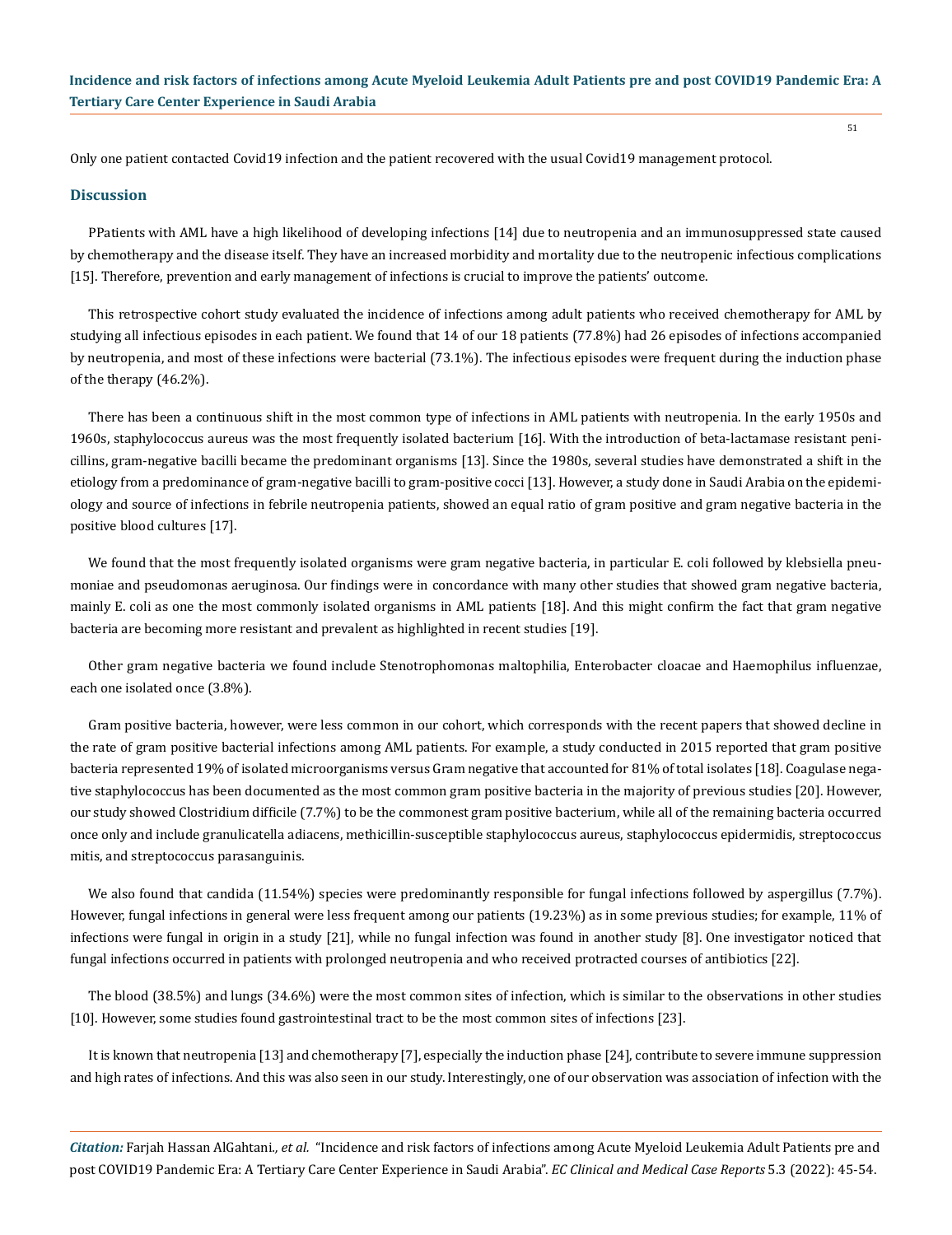Only one patient contacted Covid19 infection and the patient recovered with the usual Covid19 management protocol.

## Discussion

PPatients with AML have a high likelihood of developing infections [14] due to neutropenia and an immunosuppressed state caused by chemotherapy and the disease itself. They have an increased morbidity and mortality due to the neutropenic infectious complications [15]. Therefore, prevention and early management of infections is crucial to improve the patients' outcome.

This retrospective cohort study evaluated the incidence of infections among adult patients who received chemotherapy for AML by studying all infectious episodes in each patient. We found that 14 of our 18 patients (77.8%) had 26 episodes of infections accompanied by neutropenia, and most of these infections were bacterial (73.1%). The infectious episodes were frequent during the induction phase of the therapy (46.2%).

There has been a continuous shift in the most common type of infections in AML patients with neutropenia. In the early 1950s and 1960s, staphylococcus aureus was the most frequently isolated bacterium [16]. With the introduction of beta-lactamase resistant penicillins, gram-negative bacilli became the predominant organisms [13]. Since the 1980s, several studies have demonstrated a shift in the etiology from a predominance of gram-negative bacilli to gram-positive cocci [13]. However, a study done in Saudi Arabia on the epidemiology and source of infections in febrile neutropenia patients, showed an equal ratio of gram positive and gram negative bacteria in the positive blood cultures [17].

We found that the most frequently isolated organisms were gram negative bacteria, in particular E. coli followed by klebsiella pneumoniae and pseudomonas aeruginosa. Our findings were in concordance with many other studies that showed gram negative bacteria, mainly E. coli as one the most commonly isolated organisms in AML patients [18]. And this might confirm the fact that gram negative bacteria are becoming more resistant and prevalent as highlighted in recent studies [19].

Other gram negative bacteria we found include Stenotrophomonas maltophilia, Enterobacter cloacae and Haemophilus influenzae, each one isolated once (3.8%).

Gram positive bacteria, however, were less common in our cohort, which corresponds with the recent papers that showed decline in the rate of gram positive bacterial infections among AML patients. For example, a study conducted in 2015 reported that gram positive bacteria represented 19% of isolated microorganisms versus Gram negative that accounted for 81% of total isolates [18]. Coagulase negative staphylococcus has been documented as the most common gram positive bacteria in the majority of previous studies [20]. However, our study showed Clostridium difficile (7.7%) to be the commonest gram positive bacterium, while all of the remaining bacteria occurred once only and include granulicatella adiacens, methicillin-susceptible staphylococcus aureus, staphylococcus epidermidis, streptococcus mitis, and streptococcus parasanguinis.

We also found that candida (11.54%) species were predominantly responsible for fungal infections followed by aspergillus (7.7%). However, fungal infections in general were less frequent among our patients (19.23%) as in some previous studies; for example, 11% of infections were fungal in origin in a study [21], while no fungal infection was found in another study [8]. One investigator noticed that fungal infections occurred in patients with prolonged neutropenia and who received protracted courses of antibiotics [22].

The blood (38.5%) and lungs (34.6%) were the most common sites of infection, which is similar to the observations in other studies [10]. However, some studies found gastrointestinal tract to be the most common sites of infections [23].

It is known that neutropenia [13] and chemotherapy [7], especially the induction phase [24], contribute to severe immune suppression and high rates of infections. And this was also seen in our study. Interestingly, one of our observation was association of infection with the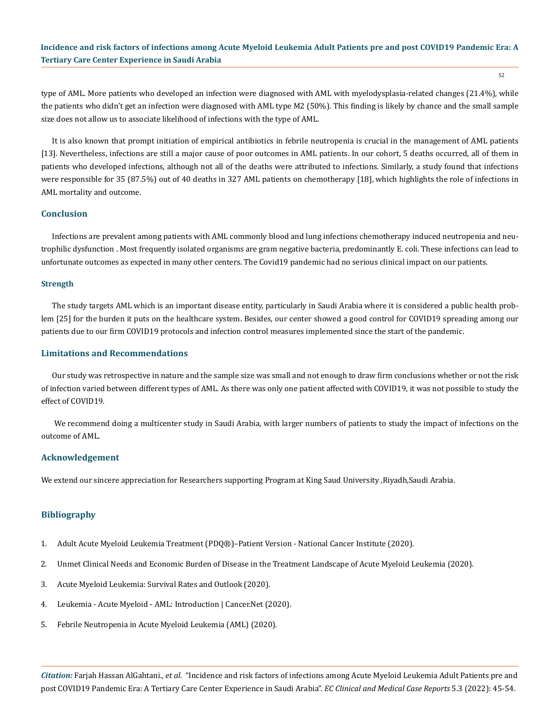type of AML. More patients who developed an infection were diagnosed with AML with myelodysplasia-related changes (21.4%), while the patients who didn't get an infection were diagnosed with AML type M2 (50%). This finding is likely by chance and the small sample size does not allow us to associate likelihood of infections with the type of AML.

It is also known that prompt initiation of empirical antibiotics in febrile neutropenia is crucial in the management of AML patients [13]. Nevertheless, infections are still a major cause of poor outcomes in AML patients. In our cohort, 5 deaths occurred, all of them in patients who developed infections, although not all of the deaths were attributed to infections. Similarly, a study found that infections were responsible for 35 (87.5%) out of 40 deaths in 327 AML patients on chemotherapy [18], which highlights the role of infections in AML mortality and outcome.

## Conclusion

Infections are prevalent among patients with AML commonly blood and lung infections chemotherapy induced neutropenia and neutrophilic dysfunction . Most frequently isolated organisms are gram negative bacteria, predominantly E. coli. These infections can lead to unfortunate outcomes as expected in many other centers. The Covid19 pandemic had no serious clinical impact on our patients.

### Strength

The study targets AML which is an important disease entity, particularly in Saudi Arabia where it is considered a public health problem [25] for the burden it puts on the healthcare system. Besides, our center showed a good control for COVID19 spreading among our patients due to our firm COVID19 protocols and infection control measures implemented since the start of the pandemic.

## Limitations and Recommendations

Our study was retrospective in nature and the sample size was small and not enough to draw firm conclusions whether or not the risk of infection varied between different types of AML. As there was only one patient affected with COVID19, it was not possible to study the effect of COVID19.

We recommend doing a multicenter study in Saudi Arabia, with larger numbers of patients to study the impact of infections on the outcome of AML.

## Acknowledgement

We extend our sincere appreciation for Researchers supporting Program at King Saud University ,Riyadh,Saudi Arabia.

## Bibliography

1. Adult Acute Myeloid Leukemia Treatment (PDQ®)–Patient Version - National Cancer Institute (2020).
2. Unmet Clinical Needs and Economic Burden of Disease in the Treatment Landscape of Acute Myeloid Leukemia (2020).
3. Acute Myeloid Leukemia: Survival Rates and Outlook (2020).
4. Leukemia - Acute Myeloid - AML: Introduction | Cancer.Net (2020).
5. Febrile Neutropenia in Acute Myeloid Leukemia (AML) (2020).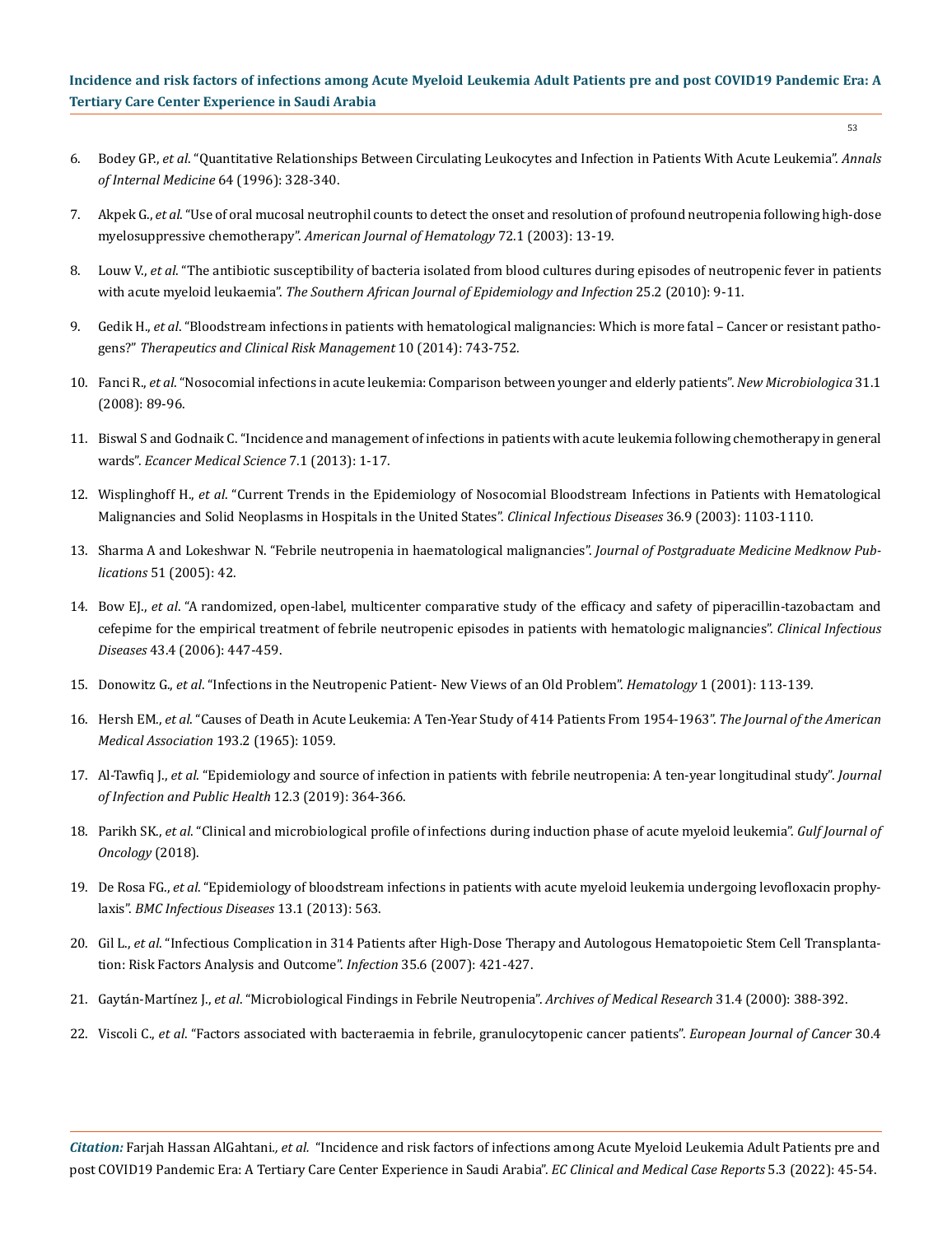6. Bodey GP., *et al*. "Quantitative Relationships Between Circulating Leukocytes and Infection in Patients With Acute Leukemia". *Annals of Internal Medicine* 64 (1996): 328-340.

7. Akpek G., *et al*. "Use of oral mucosal neutrophil counts to detect the onset and resolution of profound neutropenia following high-dose myelosuppressive chemotherapy". *American Journal of Hematology* 72.1 (2003): 13-19.

8. Louw V., *et al*. "The antibiotic susceptibility of bacteria isolated from blood cultures during episodes of neutropenic fever in patients with acute myeloid leukaemia". *The Southern African Journal of Epidemiology and Infection* 25.2 (2010): 9-11.

9. Gedik H., *et al*. "Bloodstream infections in patients with hematological malignancies: Which is more fatal – Cancer or resistant pathogens?" *Therapeutics and Clinical Risk Management* 10 (2014): 743-752.

10. Fanci R., *et al*. "Nosocomial infections in acute leukemia: Comparison between younger and elderly patients". *New Microbiologica* 31.1 (2008): 89-96.

11. Biswal S and Godnaik C. "Incidence and management of infections in patients with acute leukemia following chemotherapy in general wards". *Ecancer Medical Science* 7.1 (2013): 1-17.

12. Wisplinghoff H., *et al*. "Current Trends in the Epidemiology of Nosocomial Bloodstream Infections in Patients with Hematological Malignancies and Solid Neoplasms in Hospitals in the United States". *Clinical Infectious Diseases* 36.9 (2003): 1103-1110.

13. Sharma A and Lokeshwar N. "Febrile neutropenia in haematological malignancies". *Journal of Postgraduate Medicine Medknow Publications* 51 (2005): 42.

14. Bow EJ., *et al*. "A randomized, open-label, multicenter comparative study of the efficacy and safety of piperacillin-tazobactam and cefepime for the empirical treatment of febrile neutropenic episodes in patients with hematologic malignancies". *Clinical Infectious Diseases* 43.4 (2006): 447-459.

15. Donowitz G., *et al*. "Infections in the Neutropenic Patient- New Views of an Old Problem". *Hematology* 1 (2001): 113-139.

16. Hersh EM., *et al*. "Causes of Death in Acute Leukemia: A Ten-Year Study of 414 Patients From 1954-1963". *The Journal of the American Medical Association* 193.2 (1965): 1059.

17. Al-Tawfiq J., *et al*. "Epidemiology and source of infection in patients with febrile neutropenia: A ten-year longitudinal study". *Journal of Infection and Public Health* 12.3 (2019): 364-366.

18. Parikh SK., *et al*. "Clinical and microbiological profile of infections during induction phase of acute myeloid leukemia". *Gulf Journal of Oncology* (2018).

19. De Rosa FG., *et al*. "Epidemiology of bloodstream infections in patients with acute myeloid leukemia undergoing levofloxacin prophylaxis". *BMC Infectious Diseases* 13.1 (2013): 563.

20. Gil L., *et al*. "Infectious Complication in 314 Patients after High-Dose Therapy and Autologous Hematopoietic Stem Cell Transplantation: Risk Factors Analysis and Outcome". *Infection* 35.6 (2007): 421-427.

21. Gaytán-Martínez J., *et al*. "Microbiological Findings in Febrile Neutropenia". *Archives of Medical Research* 31.4 (2000): 388-392.

22. Viscoli C., *et al*. "Factors associated with bacteraemia in febrile, granulocytopenic cancer patients". *European Journal of Cancer* 30.4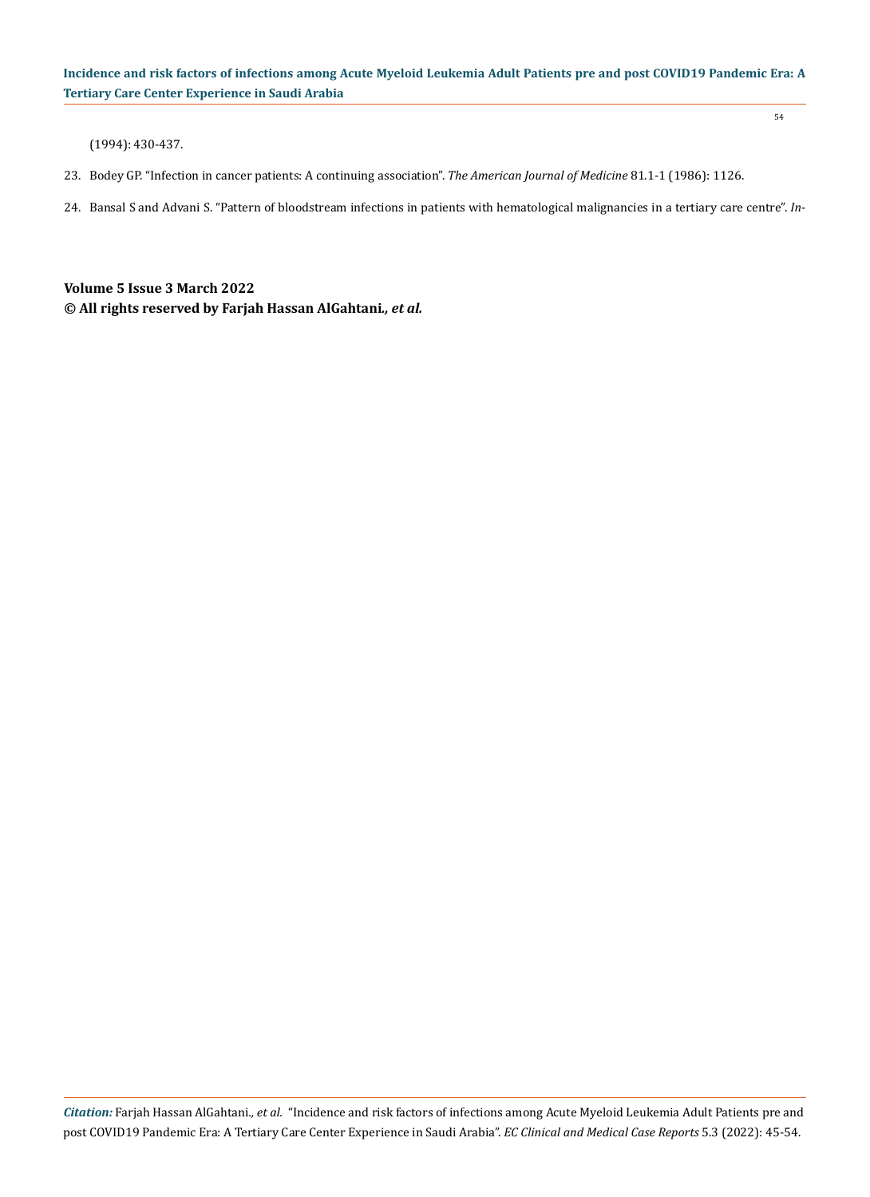(1994): 430-437.

23. Bodey GP. "Infection in cancer patients: A continuing association". *The American Journal of Medicine* 81.1-1 (1986): 1126.

24. Bansal S and Advani S. "Pattern of bloodstream infections in patients with hematological malignancies in a tertiary care centre". *In-*

**Volume 5 Issue 3 March 2022**
**© All rights reserved by Farjah Hassan AlGahtani., *et al.***